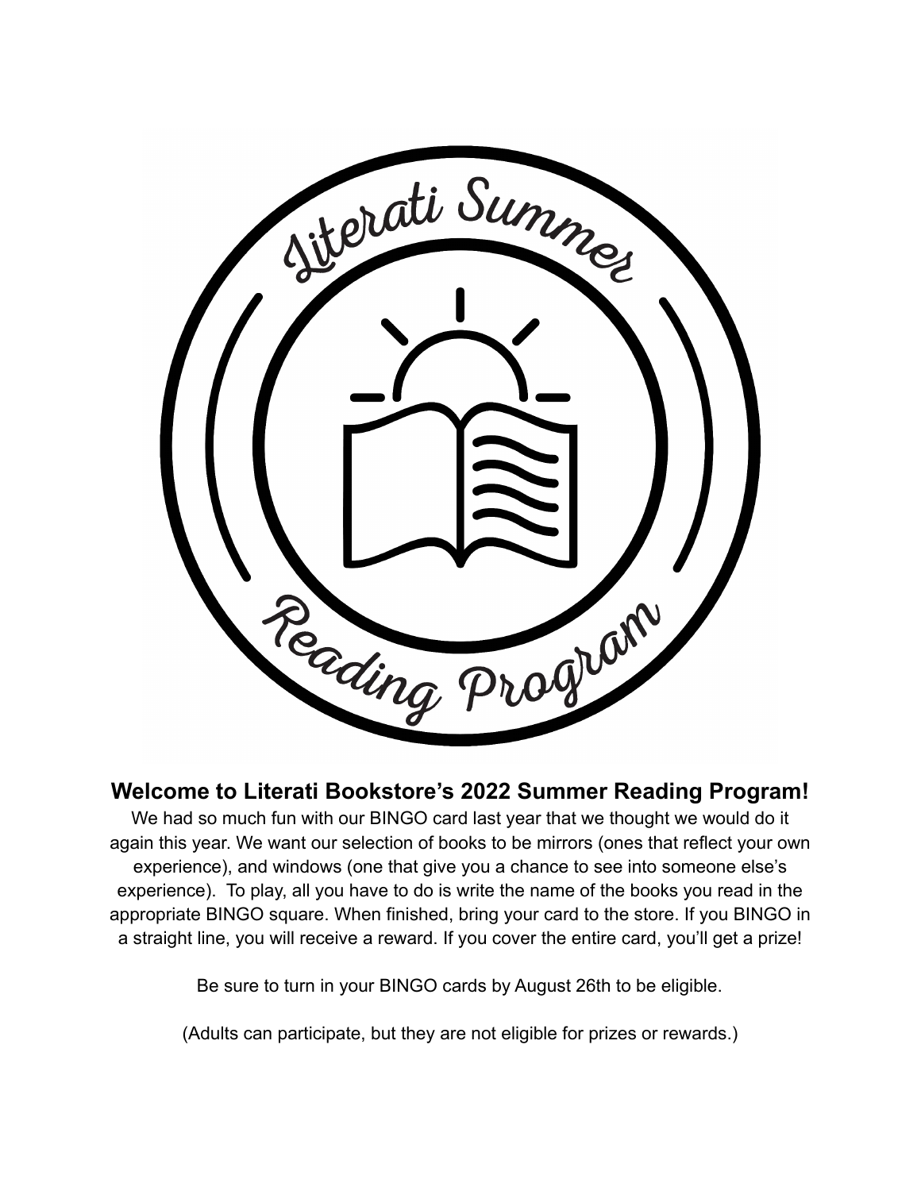Literati Summer Reading Program

## Welcome to Literati Bookstore's 2022 Summer Reading Program!

We had so much fun with our BINGO card last year that we thought we would do it again this year. We want our selection of books to be mirrors (ones that reflect your own experience), and windows (one that give you a chance to see into someone else's experience). To play, all you have to do is write the name of the books you read in the appropriate BINGO square. When finished, bring your card to the store. If you BINGO in a straight line, you will receive a reward. If you cover the entire card, you'll get a prize!

Be sure to turn in your BINGO cards by August 26th to be eligible.

(Adults can participate, but they are not eligible for prizes or rewards.)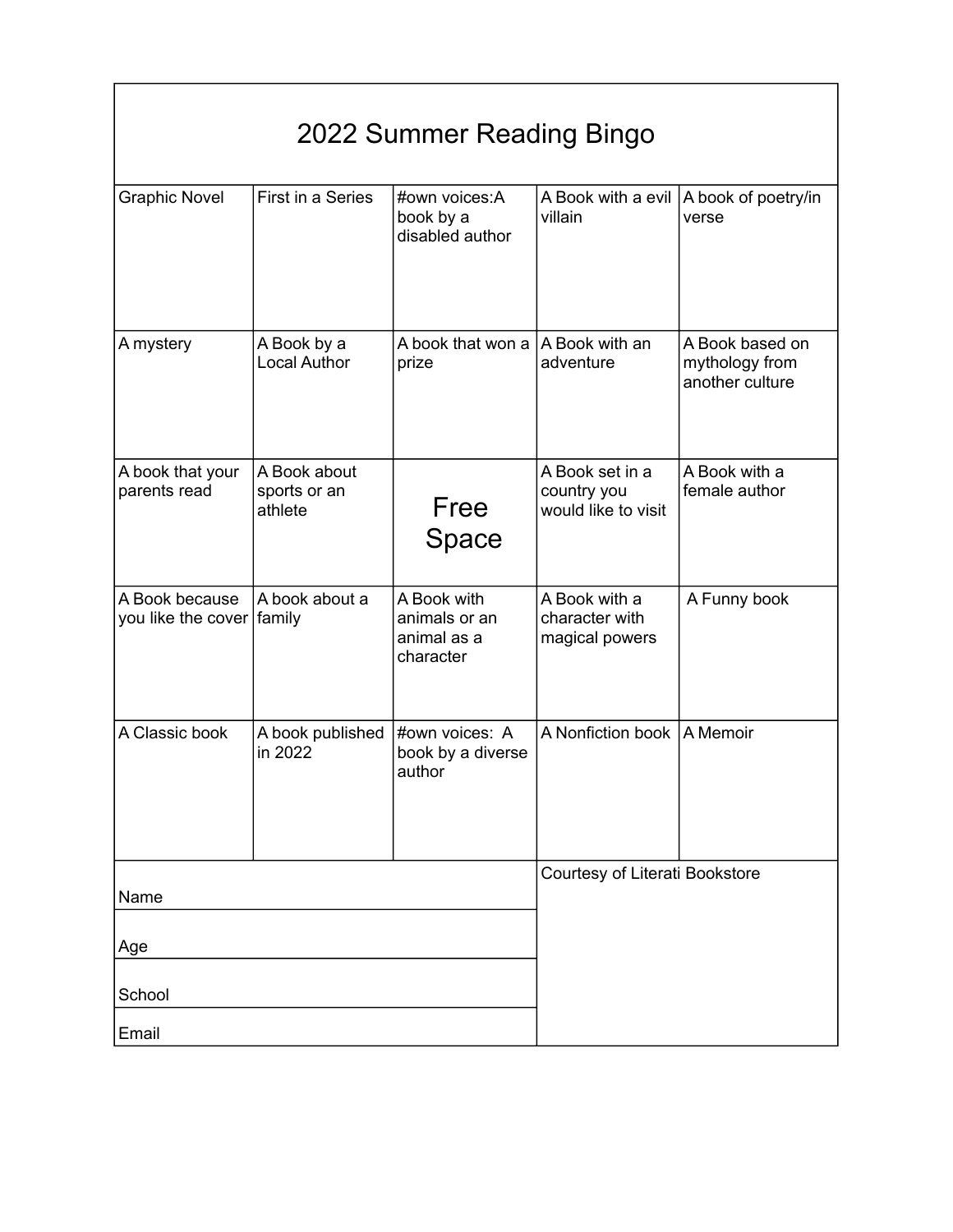# 2022 Summer Reading Bingo

| | | | | |
|---|---|---|---|---|
| Graphic Novel | First in a Series | #own voices:A book by a disabled author | A Book with a evil villain | A book of poetry/in verse |
| A mystery | A Book by a Local Author | A book that won a prize | A Book with an adventure | A Book based on mythology from another culture |
| A book that your parents read | A Book about sports or an athlete | Free Space | A Book set in a country you would like to visit | A Book with a female author |
| A Book because you like the cover | A book about a family | A Book with animals or an animal as a character | A Book with a character with magical powers | A Funny book |
| A Classic book | A book published in 2022 | #own voices: A book by a diverse author | A Nonfiction book | A Memoir |

Name

Age

School

Email

Courtesy of Literati Bookstore